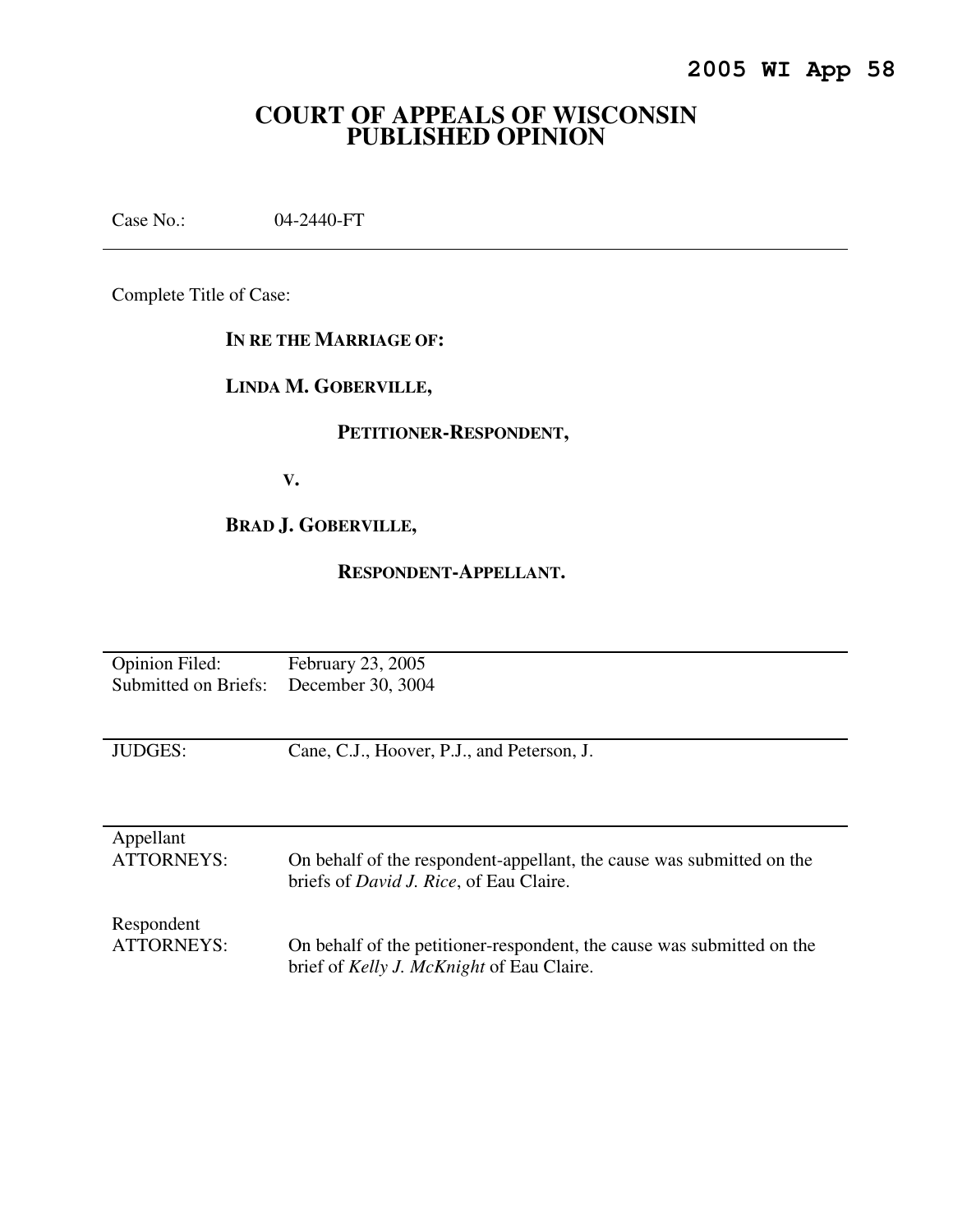**2005 WI App 58**

# COURT OF APPEALS OF WISCONSIN PUBLISHED OPINION

Case No.: 04-2440-FT

---

Complete Title of Case:

**IN RE THE MARRIAGE OF:**

**LINDA M. GOBERVILLE,**

**PETITIONER-RESPONDENT,**

**V.**

**BRAD J. GOBERVILLE,**

**RESPONDENT-APPELLANT.**

---

| | |
|---|---|
| Opinion Filed: | February 23, 2005 |
| Submitted on Briefs: | December 30, 3004 |

---

| | |
|---|---|
| JUDGES: | Cane, C.J., Hoover, P.J., and Peterson, J. |

---

| | |
|---|---|
| Appellant ATTORNEYS: | On behalf of the respondent-appellant, the cause was submitted on the briefs of *David J. Rice*, of Eau Claire. |
| Respondent ATTORNEYS: | On behalf of the petitioner-respondent, the cause was submitted on the brief of *Kelly J. McKnight* of Eau Claire. |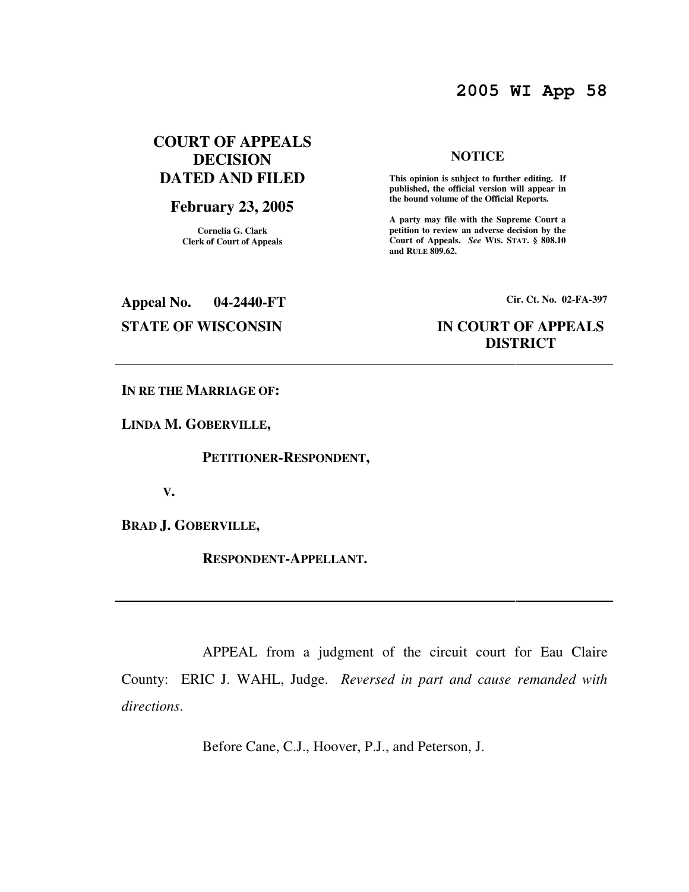# 2005 WI App 58

**COURT OF APPEALS DECISION DATED AND FILED**

**February 23, 2005**

**Cornelia G. Clark**
**Clerk of Court of Appeals**

**NOTICE**

**This opinion is subject to further editing. If published, the official version will appear in the bound volume of the Official Reports.**

**A party may file with the Supreme Court a petition to review an adverse decision by the Court of Appeals.** ***See*** **WIS. STAT. § 808.10 and RULE 809.62.**

**Appeal No. 04-2440-FT**

**Cir. Ct. No. 02-FA-397**

**STATE OF WISCONSIN**

**IN COURT OF APPEALS DISTRICT**

---

**IN RE THE MARRIAGE OF:**

**LINDA M. GOBERVILLE,**

**PETITIONER-RESPONDENT,**

**V.**

**BRAD J. GOBERVILLE,**

**RESPONDENT-APPELLANT.**

---

APPEAL from a judgment of the circuit court for Eau Claire County: ERIC J. WAHL, Judge. *Reversed in part and cause remanded with directions.*

Before Cane, C.J., Hoover, P.J., and Peterson, J.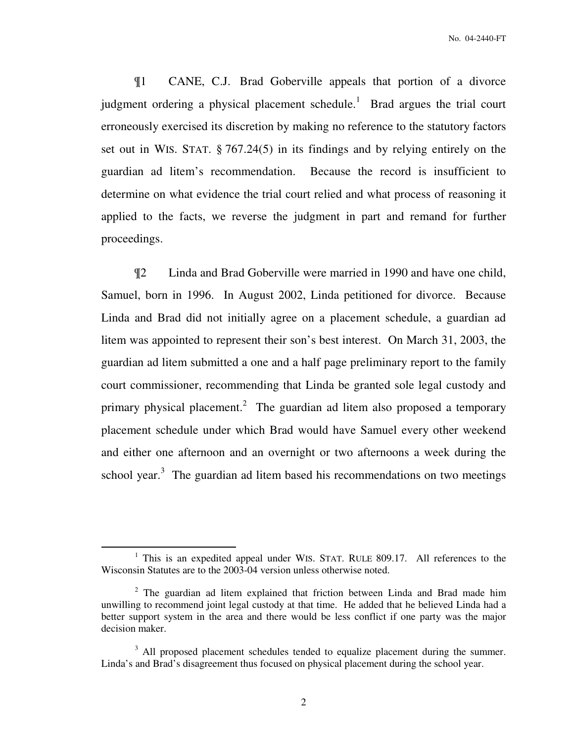¶1 CANE, C.J. Brad Goberville appeals that portion of a divorce judgment ordering a physical placement schedule.[1] Brad argues the trial court erroneously exercised its discretion by making no reference to the statutory factors set out in WIS. STAT. § 767.24(5) in its findings and by relying entirely on the guardian ad litem's recommendation. Because the record is insufficient to determine on what evidence the trial court relied and what process of reasoning it applied to the facts, we reverse the judgment in part and remand for further proceedings.

¶2 Linda and Brad Goberville were married in 1990 and have one child, Samuel, born in 1996. In August 2002, Linda petitioned for divorce. Because Linda and Brad did not initially agree on a placement schedule, a guardian ad litem was appointed to represent their son's best interest. On March 31, 2003, the guardian ad litem submitted a one and a half page preliminary report to the family court commissioner, recommending that Linda be granted sole legal custody and primary physical placement.[2] The guardian ad litem also proposed a temporary placement schedule under which Brad would have Samuel every other weekend and either one afternoon and an overnight or two afternoons a week during the school year.[3] The guardian ad litem based his recommendations on two meetings

---

[1] This is an expedited appeal under WIS. STAT. RULE 809.17. All references to the Wisconsin Statutes are to the 2003-04 version unless otherwise noted.

[2] The guardian ad litem explained that friction between Linda and Brad made him unwilling to recommend joint legal custody at that time. He added that he believed Linda had a better support system in the area and there would be less conflict if one party was the major decision maker.

[3] All proposed placement schedules tended to equalize placement during the summer. Linda's and Brad's disagreement thus focused on physical placement during the school year.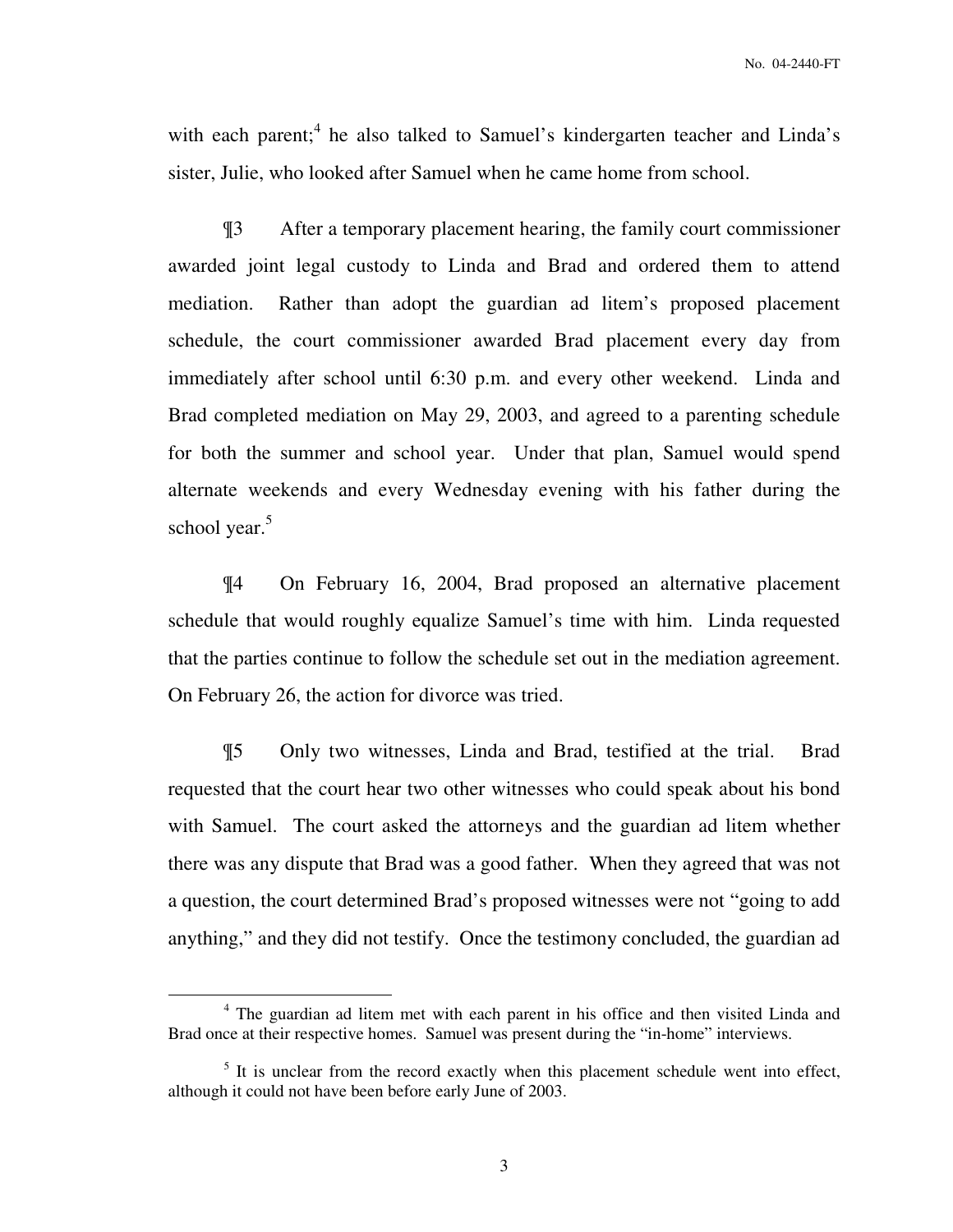with each parent;[4] he also talked to Samuel's kindergarten teacher and Linda's sister, Julie, who looked after Samuel when he came home from school.

¶3 After a temporary placement hearing, the family court commissioner awarded joint legal custody to Linda and Brad and ordered them to attend mediation. Rather than adopt the guardian ad litem's proposed placement schedule, the court commissioner awarded Brad placement every day from immediately after school until 6:30 p.m. and every other weekend. Linda and Brad completed mediation on May 29, 2003, and agreed to a parenting schedule for both the summer and school year. Under that plan, Samuel would spend alternate weekends and every Wednesday evening with his father during the school year.[5]

¶4 On February 16, 2004, Brad proposed an alternative placement schedule that would roughly equalize Samuel's time with him. Linda requested that the parties continue to follow the schedule set out in the mediation agreement. On February 26, the action for divorce was tried.

¶5 Only two witnesses, Linda and Brad, testified at the trial. Brad requested that the court hear two other witnesses who could speak about his bond with Samuel. The court asked the attorneys and the guardian ad litem whether there was any dispute that Brad was a good father. When they agreed that was not a question, the court determined Brad's proposed witnesses were not "going to add anything," and they did not testify. Once the testimony concluded, the guardian ad

---

[4] The guardian ad litem met with each parent in his office and then visited Linda and Brad once at their respective homes. Samuel was present during the "in-home" interviews.

[5] It is unclear from the record exactly when this placement schedule went into effect, although it could not have been before early June of 2003.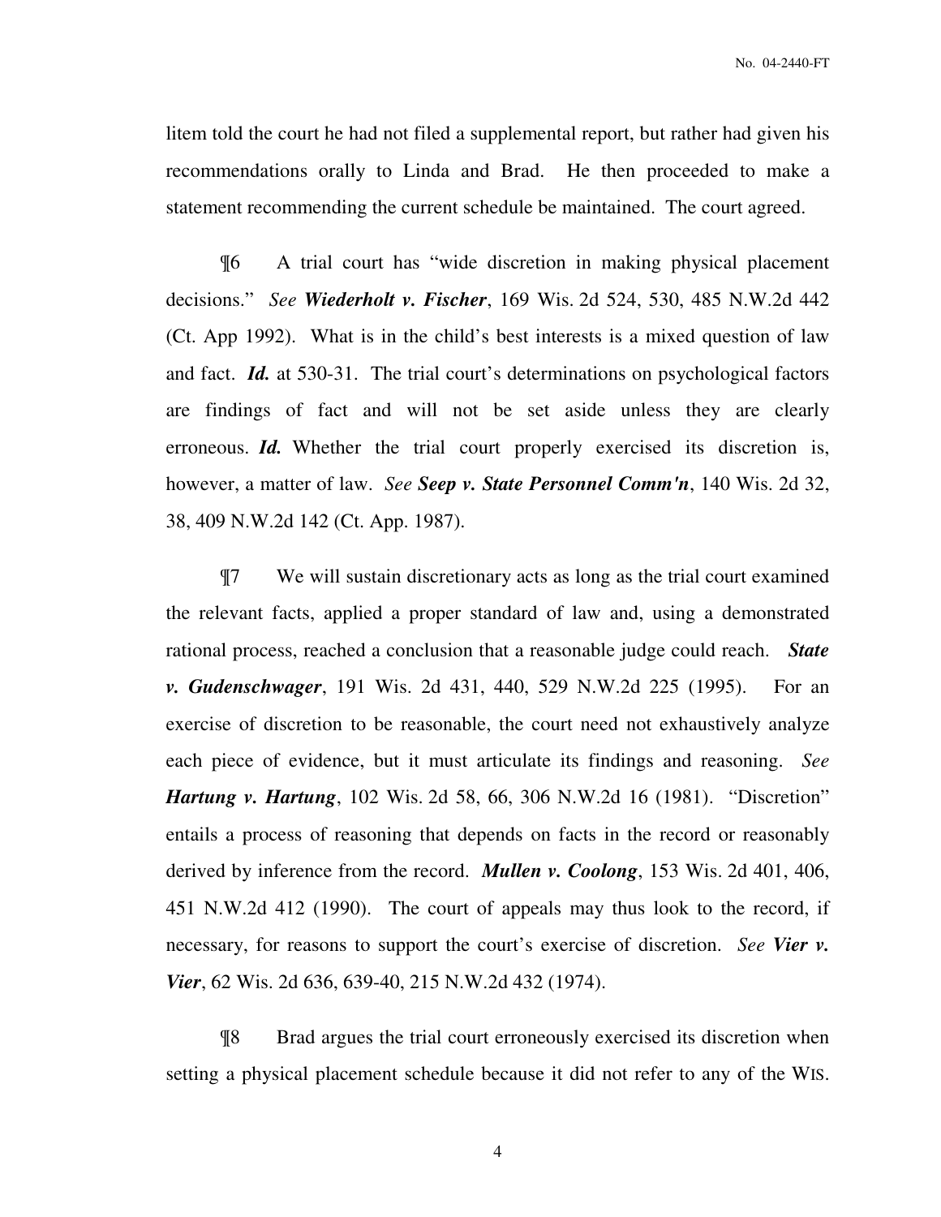litem told the court he had not filed a supplemental report, but rather had given his recommendations orally to Linda and Brad. He then proceeded to make a statement recommending the current schedule be maintained. The court agreed.

¶6 A trial court has "wide discretion in making physical placement decisions." *See* ***Wiederholt v. Fischer***, 169 Wis. 2d 524, 530, 485 N.W.2d 442 (Ct. App 1992). What is in the child's best interests is a mixed question of law and fact. ***Id.*** at 530-31. The trial court's determinations on psychological factors are findings of fact and will not be set aside unless they are clearly erroneous. ***Id.*** Whether the trial court properly exercised its discretion is, however, a matter of law. *See* ***Seep v. State Personnel Comm'n***, 140 Wis. 2d 32, 38, 409 N.W.2d 142 (Ct. App. 1987).

¶7 We will sustain discretionary acts as long as the trial court examined the relevant facts, applied a proper standard of law and, using a demonstrated rational process, reached a conclusion that a reasonable judge could reach. ***State v. Gudenschwager***, 191 Wis. 2d 431, 440, 529 N.W.2d 225 (1995). For an exercise of discretion to be reasonable, the court need not exhaustively analyze each piece of evidence, but it must articulate its findings and reasoning. *See* ***Hartung v. Hartung***, 102 Wis. 2d 58, 66, 306 N.W.2d 16 (1981). "Discretion" entails a process of reasoning that depends on facts in the record or reasonably derived by inference from the record. ***Mullen v. Coolong***, 153 Wis. 2d 401, 406, 451 N.W.2d 412 (1990). The court of appeals may thus look to the record, if necessary, for reasons to support the court's exercise of discretion. *See* ***Vier v. Vier***, 62 Wis. 2d 636, 639-40, 215 N.W.2d 432 (1974).

¶8 Brad argues the trial court erroneously exercised its discretion when setting a physical placement schedule because it did not refer to any of the WIS.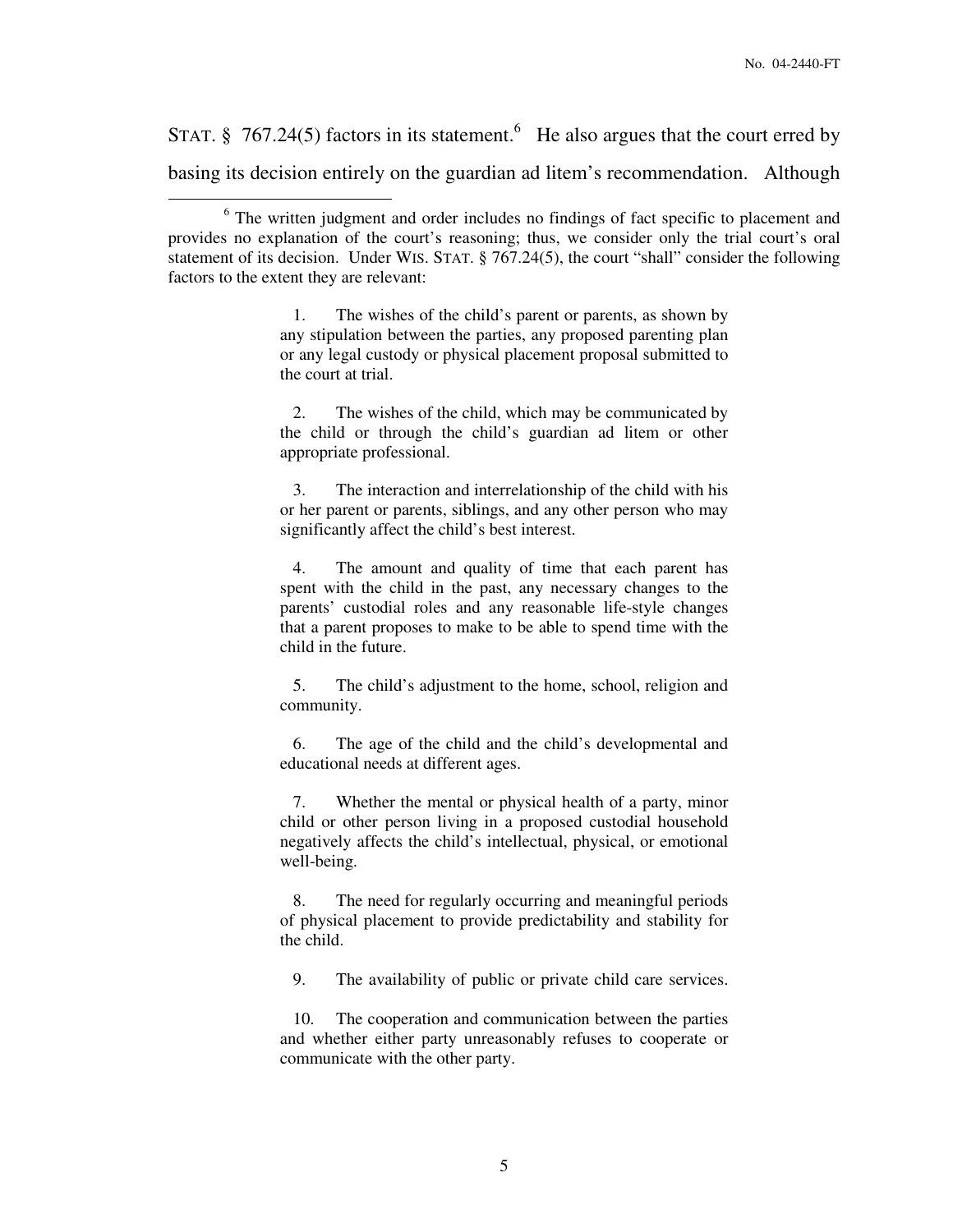STAT. § 767.24(5) factors in its statement.[6] He also argues that the court erred by basing its decision entirely on the guardian ad litem's recommendation. Although

[6] The written judgment and order includes no findings of fact specific to placement and provides no explanation of the court's reasoning; thus, we consider only the trial court's oral statement of its decision. Under WIS. STAT. § 767.24(5), the court "shall" consider the following factors to the extent they are relevant:

> 1. The wishes of the child's parent or parents, as shown by any stipulation between the parties, any proposed parenting plan or any legal custody or physical placement proposal submitted to the court at trial.
>
> 2. The wishes of the child, which may be communicated by the child or through the child's guardian ad litem or other appropriate professional.
>
> 3. The interaction and interrelationship of the child with his or her parent or parents, siblings, and any other person who may significantly affect the child's best interest.
>
> 4. The amount and quality of time that each parent has spent with the child in the past, any necessary changes to the parents' custodial roles and any reasonable life-style changes that a parent proposes to make to be able to spend time with the child in the future.
>
> 5. The child's adjustment to the home, school, religion and community.
>
> 6. The age of the child and the child's developmental and educational needs at different ages.
>
> 7. Whether the mental or physical health of a party, minor child or other person living in a proposed custodial household negatively affects the child's intellectual, physical, or emotional well-being.
>
> 8. The need for regularly occurring and meaningful periods of physical placement to provide predictability and stability for the child.
>
> 9. The availability of public or private child care services.
>
> 10. The cooperation and communication between the parties and whether either party unreasonably refuses to cooperate or communicate with the other party.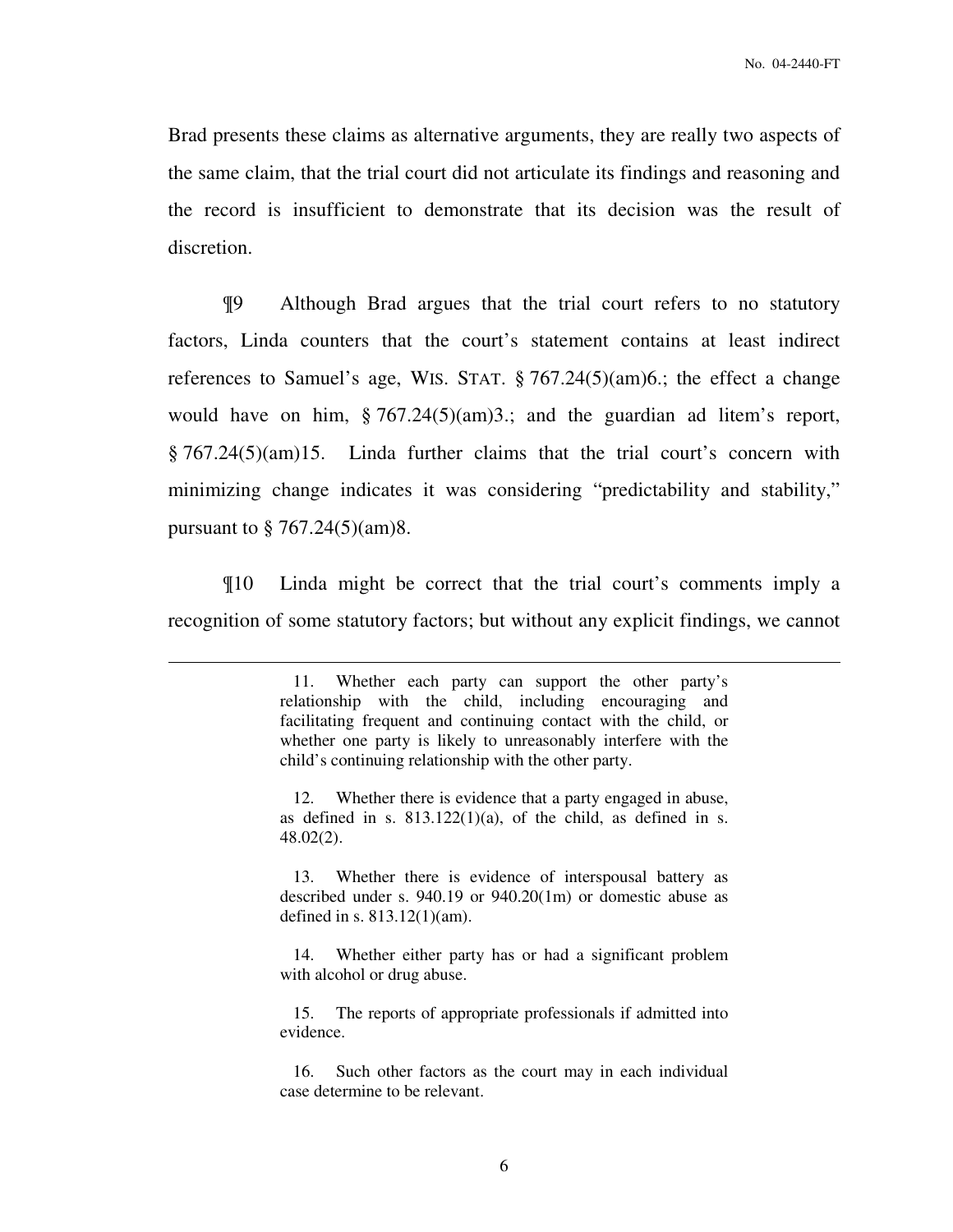Brad presents these claims as alternative arguments, they are really two aspects of the same claim, that the trial court did not articulate its findings and reasoning and the record is insufficient to demonstrate that its decision was the result of discretion.

¶9 Although Brad argues that the trial court refers to no statutory factors, Linda counters that the court's statement contains at least indirect references to Samuel's age, WIS. STAT. § 767.24(5)(am)6.; the effect a change would have on him, § 767.24(5)(am)3.; and the guardian ad litem's report, § 767.24(5)(am)15. Linda further claims that the trial court's concern with minimizing change indicates it was considering "predictability and stability," pursuant to § 767.24(5)(am)8.

¶10 Linda might be correct that the trial court's comments imply a recognition of some statutory factors; but without any explicit findings, we cannot

---

> 11. Whether each party can support the other party's relationship with the child, including encouraging and facilitating frequent and continuing contact with the child, or whether one party is likely to unreasonably interfere with the child's continuing relationship with the other party.
>
> 12. Whether there is evidence that a party engaged in abuse, as defined in s. 813.122(1)(a), of the child, as defined in s. 48.02(2).
>
> 13. Whether there is evidence of interspousal battery as described under s. 940.19 or 940.20(1m) or domestic abuse as defined in s. 813.12(1)(am).
>
> 14. Whether either party has or had a significant problem with alcohol or drug abuse.
>
> 15. The reports of appropriate professionals if admitted into evidence.
>
> 16. Such other factors as the court may in each individual case determine to be relevant.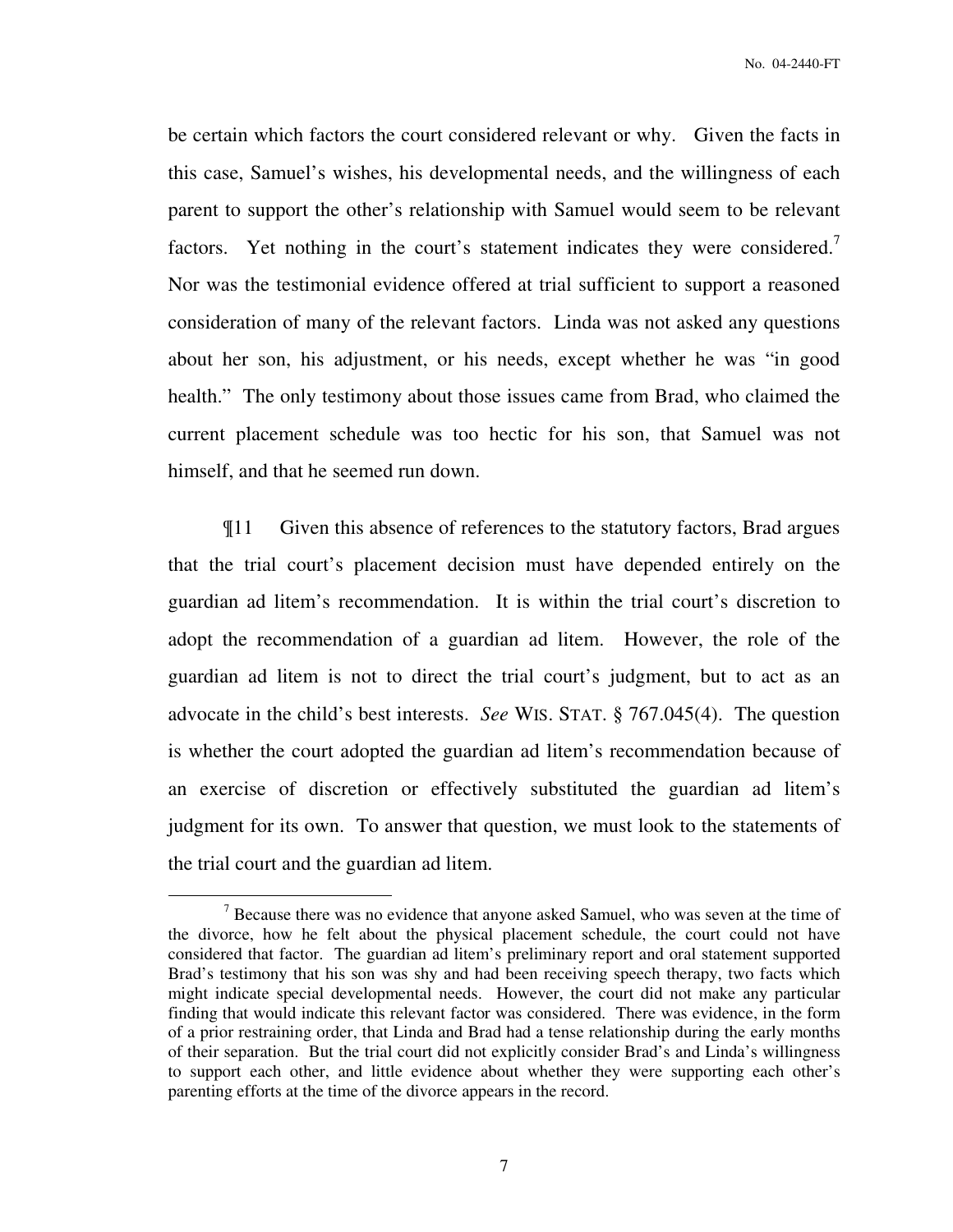be certain which factors the court considered relevant or why. Given the facts in this case, Samuel's wishes, his developmental needs, and the willingness of each parent to support the other's relationship with Samuel would seem to be relevant factors. Yet nothing in the court's statement indicates they were considered.[7] Nor was the testimonial evidence offered at trial sufficient to support a reasoned consideration of many of the relevant factors. Linda was not asked any questions about her son, his adjustment, or his needs, except whether he was "in good health." The only testimony about those issues came from Brad, who claimed the current placement schedule was too hectic for his son, that Samuel was not himself, and that he seemed run down.

¶11 Given this absence of references to the statutory factors, Brad argues that the trial court's placement decision must have depended entirely on the guardian ad litem's recommendation. It is within the trial court's discretion to adopt the recommendation of a guardian ad litem. However, the role of the guardian ad litem is not to direct the trial court's judgment, but to act as an advocate in the child's best interests. *See* WIS. STAT. § 767.045(4). The question is whether the court adopted the guardian ad litem's recommendation because of an exercise of discretion or effectively substituted the guardian ad litem's judgment for its own. To answer that question, we must look to the statements of the trial court and the guardian ad litem.

[7] Because there was no evidence that anyone asked Samuel, who was seven at the time of the divorce, how he felt about the physical placement schedule, the court could not have considered that factor. The guardian ad litem's preliminary report and oral statement supported Brad's testimony that his son was shy and had been receiving speech therapy, two facts which might indicate special developmental needs. However, the court did not make any particular finding that would indicate this relevant factor was considered. There was evidence, in the form of a prior restraining order, that Linda and Brad had a tense relationship during the early months of their separation. But the trial court did not explicitly consider Brad's and Linda's willingness to support each other, and little evidence about whether they were supporting each other's parenting efforts at the time of the divorce appears in the record.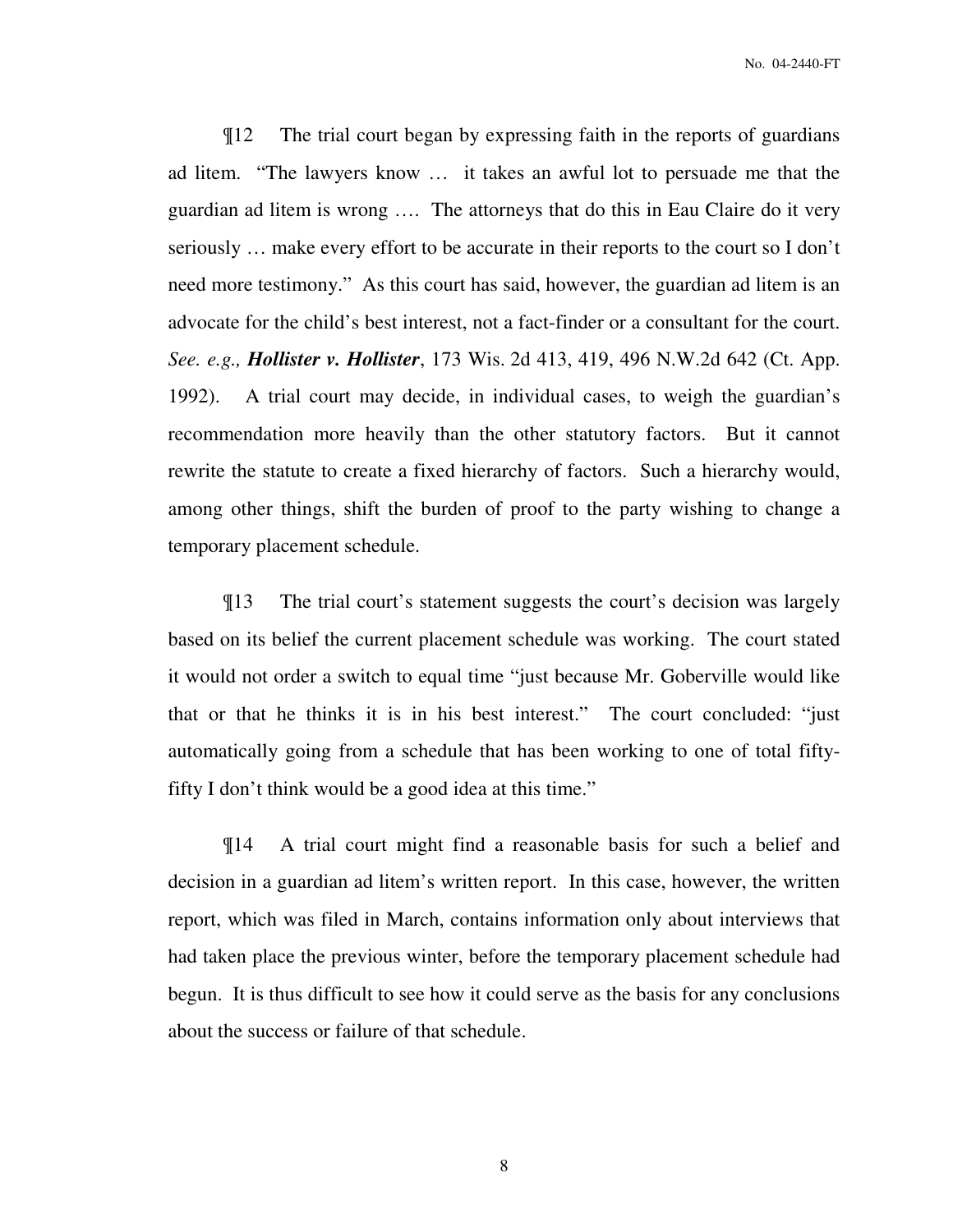¶12 The trial court began by expressing faith in the reports of guardians ad litem. "The lawyers know … it takes an awful lot to persuade me that the guardian ad litem is wrong …. The attorneys that do this in Eau Claire do it very seriously … make every effort to be accurate in their reports to the court so I don't need more testimony." As this court has said, however, the guardian ad litem is an advocate for the child's best interest, not a fact-finder or a consultant for the court. *See. e.g.,* ***Hollister v. Hollister***, 173 Wis. 2d 413, 419, 496 N.W.2d 642 (Ct. App. 1992). A trial court may decide, in individual cases, to weigh the guardian's recommendation more heavily than the other statutory factors. But it cannot rewrite the statute to create a fixed hierarchy of factors. Such a hierarchy would, among other things, shift the burden of proof to the party wishing to change a temporary placement schedule.

¶13 The trial court's statement suggests the court's decision was largely based on its belief the current placement schedule was working. The court stated it would not order a switch to equal time "just because Mr. Goberville would like that or that he thinks it is in his best interest." The court concluded: "just automatically going from a schedule that has been working to one of total fifty-fifty I don't think would be a good idea at this time."

¶14 A trial court might find a reasonable basis for such a belief and decision in a guardian ad litem's written report. In this case, however, the written report, which was filed in March, contains information only about interviews that had taken place the previous winter, before the temporary placement schedule had begun. It is thus difficult to see how it could serve as the basis for any conclusions about the success or failure of that schedule.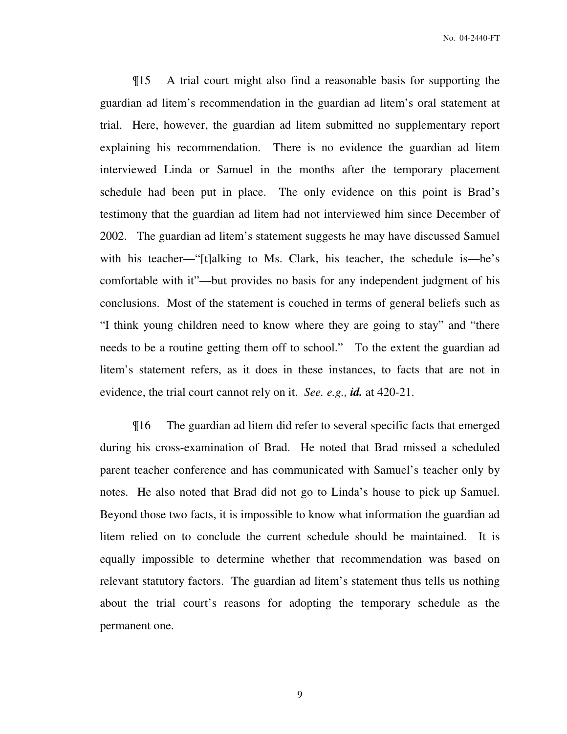¶15 A trial court might also find a reasonable basis for supporting the guardian ad litem's recommendation in the guardian ad litem's oral statement at trial. Here, however, the guardian ad litem submitted no supplementary report explaining his recommendation. There is no evidence the guardian ad litem interviewed Linda or Samuel in the months after the temporary placement schedule had been put in place. The only evidence on this point is Brad's testimony that the guardian ad litem had not interviewed him since December of 2002. The guardian ad litem's statement suggests he may have discussed Samuel with his teacher—"[t]alking to Ms. Clark, his teacher, the schedule is—he's comfortable with it"—but provides no basis for any independent judgment of his conclusions. Most of the statement is couched in terms of general beliefs such as "I think young children need to know where they are going to stay" and "there needs to be a routine getting them off to school." To the extent the guardian ad litem's statement refers, as it does in these instances, to facts that are not in evidence, the trial court cannot rely on it. *See. e.g., **id.*** at 420-21.

¶16 The guardian ad litem did refer to several specific facts that emerged during his cross-examination of Brad. He noted that Brad missed a scheduled parent teacher conference and has communicated with Samuel's teacher only by notes. He also noted that Brad did not go to Linda's house to pick up Samuel. Beyond those two facts, it is impossible to know what information the guardian ad litem relied on to conclude the current schedule should be maintained. It is equally impossible to determine whether that recommendation was based on relevant statutory factors. The guardian ad litem's statement thus tells us nothing about the trial court's reasons for adopting the temporary schedule as the permanent one.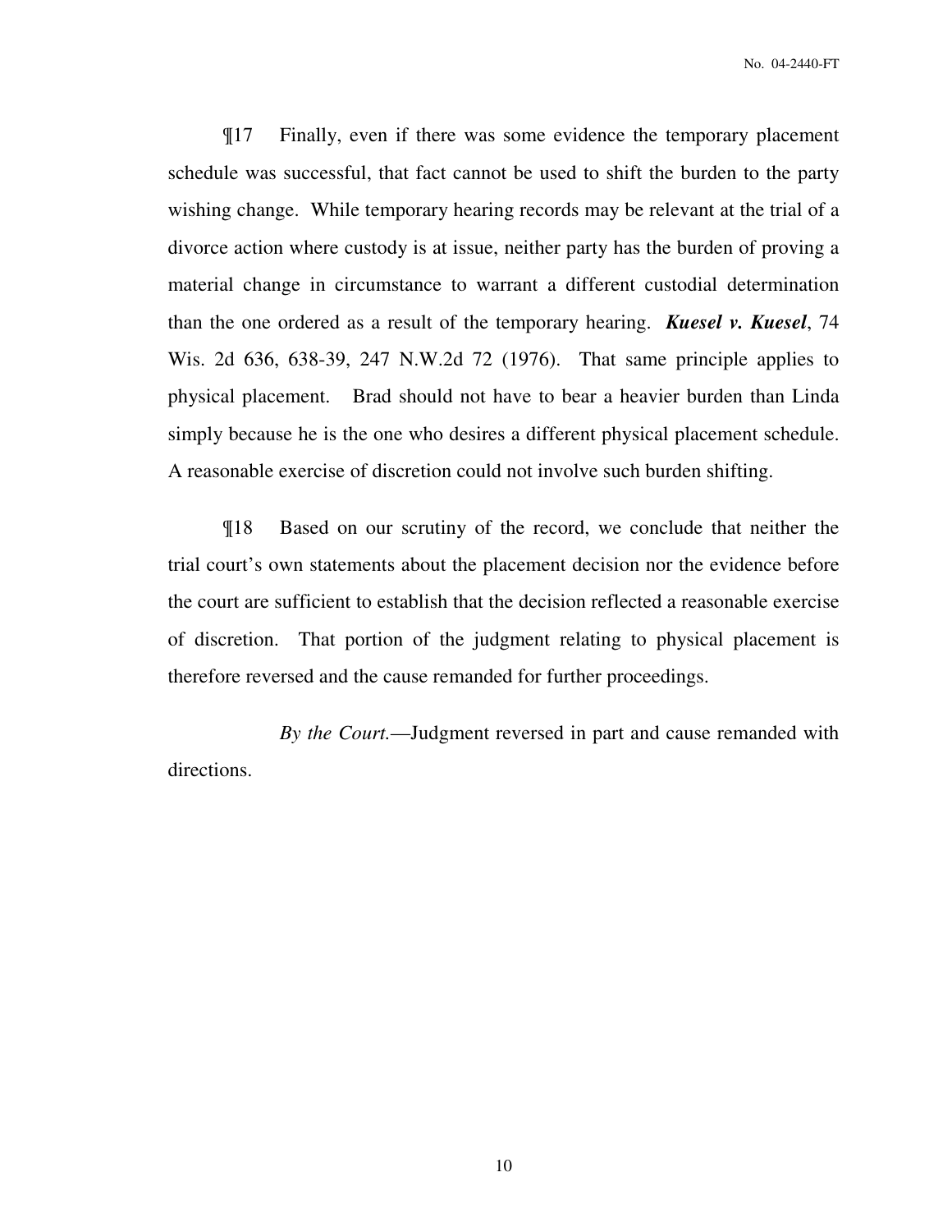¶17 Finally, even if there was some evidence the temporary placement schedule was successful, that fact cannot be used to shift the burden to the party wishing change. While temporary hearing records may be relevant at the trial of a divorce action where custody is at issue, neither party has the burden of proving a material change in circumstance to warrant a different custodial determination than the one ordered as a result of the temporary hearing. ***Kuesel v. Kuesel***, 74 Wis. 2d 636, 638-39, 247 N.W.2d 72 (1976). That same principle applies to physical placement. Brad should not have to bear a heavier burden than Linda simply because he is the one who desires a different physical placement schedule. A reasonable exercise of discretion could not involve such burden shifting.

¶18 Based on our scrutiny of the record, we conclude that neither the trial court's own statements about the placement decision nor the evidence before the court are sufficient to establish that the decision reflected a reasonable exercise of discretion. That portion of the judgment relating to physical placement is therefore reversed and the cause remanded for further proceedings.

*By the Court.*—Judgment reversed in part and cause remanded with directions.